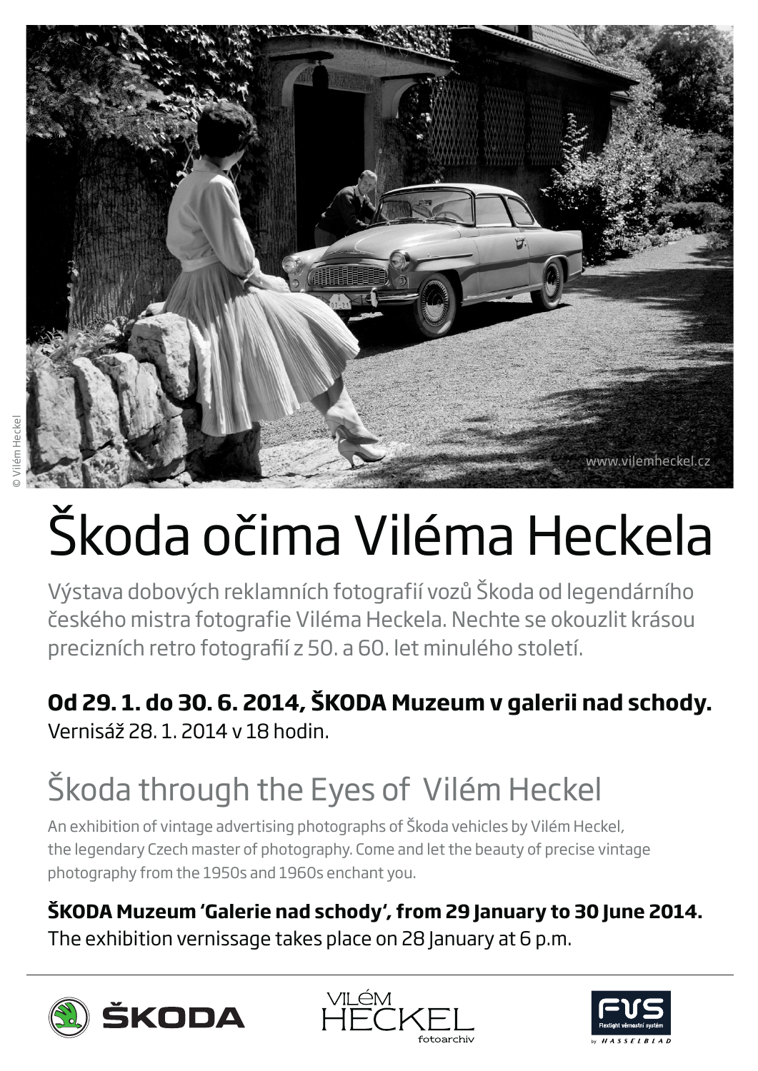© Vilém Heckel

www.vilemheckel.cz

# Škoda očima Viléma Heckela

Výstava dobových reklamních fotografií vozů Škoda od legendárního českého mistra fotografie Viléma Heckela. Nechte se okouzlit krásou precizních retro fotografií z 50. a 60. let minulého století.

**Od 29. 1. do 30. 6. 2014, ŠKODA Muzeum v galerii nad schody.**
Vernisáž 28. 1. 2014 v 18 hodin.

## Škoda through the Eyes of Vilém Heckel

An exhibition of vintage advertising photographs of Škoda vehicles by Vilém Heckel, the legendary Czech master of photography. Come and let the beauty of precise vintage photography from the 1950s and 1960s enchant you.

**ŠKODA Muzeum 'Galerie nad schody', from 29 January to 30 June 2014.**
The exhibition vernissage takes place on 28 January at 6 p.m.

ŠKODA

VILÉM HECKEL fotoarchiv

FVS Flextight věrnostní systém by HASSELBLAD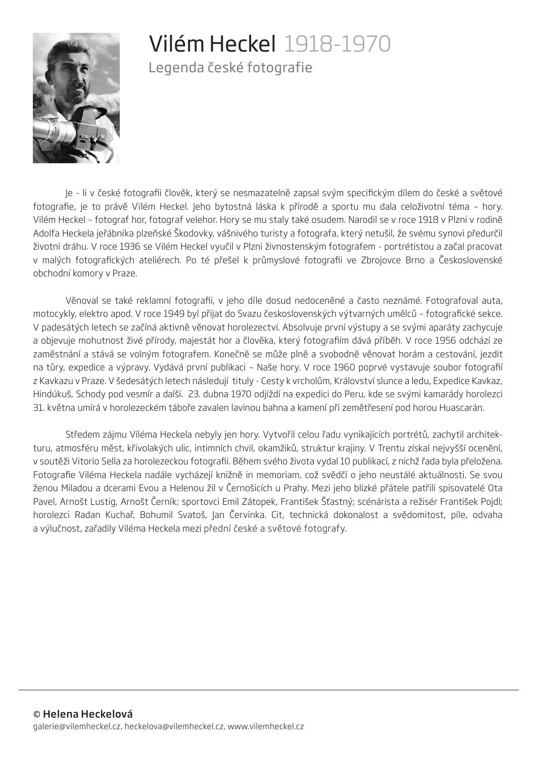# Vilém Heckel 1918-1970

Legenda české fotografie

Je - li v české fotografii člověk, který se nesmazatelně zapsal svým specifickým dílem do české a světové fotografie, je to právě Vilém Heckel. Jeho bytostná láska k přírodě a sportu mu dala celoživotní téma – hory. Vilém Heckel – fotograf hor, fotograf velehor. Hory se mu staly také osudem. Narodil se v roce 1918 v Plzni v rodině Adolfa Heckela jeřábníka plzeňské Škodovky, vášnivého turisty a fotografa, který netušil, že svému synovi předurčil životní dráhu. V roce 1936 se Vilém Heckel vyučil v Plzni živnostenským fotografem - portrétistou a začal pracovat v malých fotografických ateliérech. Po té přešel k průmyslové fotografii ve Zbrojovce Brno a Československé obchodní komory v Praze.

Věnoval se také reklamní fotografii, v jeho díle dosud nedoceněné a často neznámé. Fotografoval auta, motocykly, elektro apod. V roce 1949 byl přijat do Svazu československých výtvarných umělců – fotografické sekce. V padesátých letech se začíná aktivně věnovat horolezectví. Absolvuje první výstupy a se svými aparáty zachycuje a objevuje mohutnost živé přírody, majestát hor a člověka, který fotografiím dává příběh. V roce 1956 odchází ze zaměstnání a stává se volným fotografem. Konečně se může plně a svobodně věnovat horám a cestování, jezdit na tůry, expedice a výpravy. Vydává první publikaci – Naše hory. V roce 1960 poprvé vystavuje soubor fotografií z Kavkazu v Praze. V šedesátých letech následují tituly - Cesty k vrcholům, Království slunce a ledu, Expedice Kavkaz, Hindúkuš, Schody pod vesmír a další. 23. dubna 1970 odjíždí na expedici do Peru, kde se svými kamarády horolezci 31. května umírá v horolezeckém táboře zavalen lavinou bahna a kamení při zemětřesení pod horou Huascarán.

Středem zájmu Viléma Heckela nebyly jen hory. Vytvořil celou řadu vynikajících portrétů, zachytil architekturu, atmosféru měst, křivolakých ulic, intimních chvil, okamžiků, struktur krajiny. V Trentu získal nejvyšší ocenění, v soutěži Vitorio Sella za horolezeckou fotografii. Během svého života vydal 10 publikací, z nichž řada byla přeložena. Fotografie Viléma Heckela nadále vycházejí knižně in memoriam, což svědčí o jeho neustálé aktuálnosti. Se svou ženou Miladou a dcerami Evou a Helenou žil v Černošicích u Prahy. Mezi jeho blízké přátele patřili spisovatelé Ota Pavel, Arnošt Lustig, Arnošt Černík; sportovci Emil Zátopek, František Šťastný; scénárista a režisér František Pojdl; horolezci Radan Kuchař, Bohumil Svatoš, Jan Červinka. Cit, technická dokonalost a svědomitost, píle, odvaha a výlučnost, zařadily Viléma Heckela mezi přední české a světové fotografy.

© **Helena Heckelová**

galerie@vilemheckel.cz, heckelova@vilemheckel.cz, www.vilemheckel.cz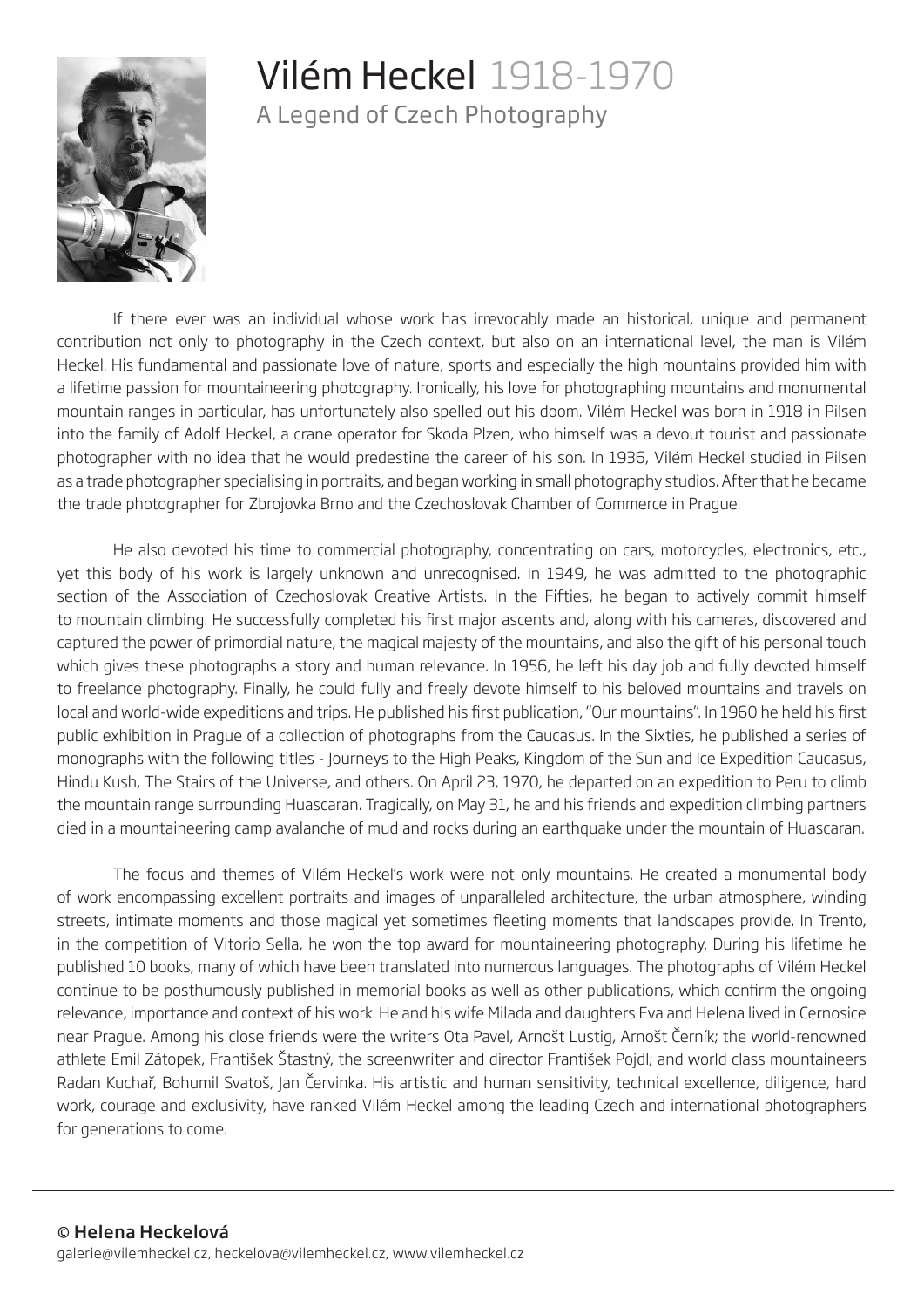# Vilém Heckel 1918-1970

## A Legend of Czech Photography

If there ever was an individual whose work has irrevocably made an historical, unique and permanent contribution not only to photography in the Czech context, but also on an international level, the man is Vilém Heckel. His fundamental and passionate love of nature, sports and especially the high mountains provided him with a lifetime passion for mountaineering photography. Ironically, his love for photographing mountains and monumental mountain ranges in particular, has unfortunately also spelled out his doom. Vilém Heckel was born in 1918 in Pilsen into the family of Adolf Heckel, a crane operator for Skoda Plzen, who himself was a devout tourist and passionate photographer with no idea that he would predestine the career of his son. In 1936, Vilém Heckel studied in Pilsen as a trade photographer specialising in portraits, and began working in small photography studios. After that he became the trade photographer for Zbrojovka Brno and the Czechoslovak Chamber of Commerce in Prague.

He also devoted his time to commercial photography, concentrating on cars, motorcycles, electronics, etc., yet this body of his work is largely unknown and unrecognised. In 1949, he was admitted to the photographic section of the Association of Czechoslovak Creative Artists. In the Fifties, he began to actively commit himself to mountain climbing. He successfully completed his first major ascents and, along with his cameras, discovered and captured the power of primordial nature, the magical majesty of the mountains, and also the gift of his personal touch which gives these photographs a story and human relevance. In 1956, he left his day job and fully devoted himself to freelance photography. Finally, he could fully and freely devote himself to his beloved mountains and travels on local and world-wide expeditions and trips. He published his first publication, "Our mountains". In 1960 he held his first public exhibition in Prague of a collection of photographs from the Caucasus. In the Sixties, he published a series of monographs with the following titles - Journeys to the High Peaks, Kingdom of the Sun and Ice Expedition Caucasus, Hindu Kush, The Stairs of the Universe, and others. On April 23, 1970, he departed on an expedition to Peru to climb the mountain range surrounding Huascaran. Tragically, on May 31, he and his friends and expedition climbing partners died in a mountaineering camp avalanche of mud and rocks during an earthquake under the mountain of Huascaran.

The focus and themes of Vilém Heckel's work were not only mountains. He created a monumental body of work encompassing excellent portraits and images of unparalleled architecture, the urban atmosphere, winding streets, intimate moments and those magical yet sometimes fleeting moments that landscapes provide. In Trento, in the competition of Vitorio Sella, he won the top award for mountaineering photography. During his lifetime he published 10 books, many of which have been translated into numerous languages. The photographs of Vilém Heckel continue to be posthumously published in memorial books as well as other publications, which confirm the ongoing relevance, importance and context of his work. He and his wife Milada and daughters Eva and Helena lived in Cernosice near Prague. Among his close friends were the writers Ota Pavel, Arnošt Lustig, Arnošt Černík; the world-renowned athlete Emil Zátopek, František Štastný, the screenwriter and director František Pojdl; and world class mountaineers Radan Kuchař, Bohumil Svatoš, Jan Červinka. His artistic and human sensitivity, technical excellence, diligence, hard work, courage and exclusivity, have ranked Vilém Heckel among the leading Czech and international photographers for generations to come.

---

© **Helena Heckelová**

galerie@vilemheckel.cz, heckelova@vilemheckel.cz, www.vilemheckel.cz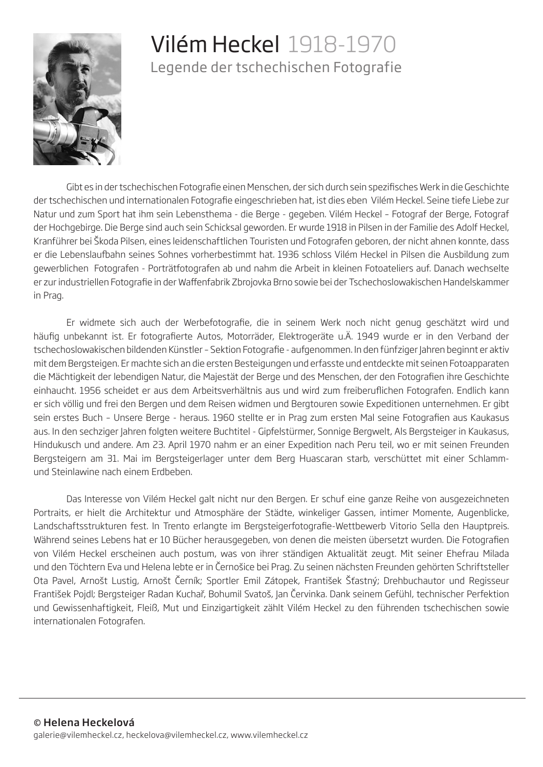# Vilém Heckel 1918-1970

## Legende der tschechischen Fotografie

Gibt es in der tschechischen Fotografie einen Menschen, der sich durch sein spezifisches Werk in die Geschichte der tschechischen und internationalen Fotografie eingeschrieben hat, ist dies eben Vilém Heckel. Seine tiefe Liebe zur Natur und zum Sport hat ihm sein Lebensthema - die Berge - gegeben. Vilém Heckel – Fotograf der Berge, Fotograf der Hochgebirge. Die Berge sind auch sein Schicksal geworden. Er wurde 1918 in Pilsen in der Familie des Adolf Heckel, Kranführer bei Škoda Pilsen, eines leidenschaftlichen Touristen und Fotografen geboren, der nicht ahnen konnte, dass er die Lebenslaufbahn seines Sohnes vorherbestimmt hat. 1936 schloss Vilém Heckel in Pilsen die Ausbildung zum gewerblichen Fotografen - Porträtfotografen ab und nahm die Arbeit in kleinen Fotoateliers auf. Danach wechselte er zur industriellen Fotografie in der Waffenfabrik Zbrojovka Brno sowie bei der Tschechoslowakischen Handelskammer in Prag.

Er widmete sich auch der Werbefotografie, die in seinem Werk noch nicht genug geschätzt wird und häufig unbekannt ist. Er fotografierte Autos, Motorräder, Elektrogeräte u.Ä. 1949 wurde er in den Verband der tschechoslowakischen bildenden Künstler – Sektion Fotografie - aufgenommen. In den fünfziger Jahren beginnt er aktiv mit dem Bergsteigen. Er machte sich an die ersten Besteigungen und erfasste und entdeckte mit seinen Fotoapparaten die Mächtigkeit der lebendigen Natur, die Majestät der Berge und des Menschen, der den Fotografien ihre Geschichte einhaucht. 1956 scheidet er aus dem Arbeitsverhältnis aus und wird zum freiberuflichen Fotografen. Endlich kann er sich völlig und frei den Bergen und dem Reisen widmen und Bergtouren sowie Expeditionen unternehmen. Er gibt sein erstes Buch – Unsere Berge - heraus. 1960 stellte er in Prag zum ersten Mal seine Fotografien aus Kaukasus aus. In den sechziger Jahren folgten weitere Buchtitel - Gipfelstürmer, Sonnige Bergwelt, Als Bergsteiger in Kaukasus, Hindukusch und andere. Am 23. April 1970 nahm er an einer Expedition nach Peru teil, wo er mit seinen Freunden Bergsteigern am 31. Mai im Bergsteigerlager unter dem Berg Huascaran starb, verschüttet mit einer Schlamm- und Steinlawine nach einem Erdbeben.

Das Interesse von Vilém Heckel galt nicht nur den Bergen. Er schuf eine ganze Reihe von ausgezeichneten Portraits, er hielt die Architektur und Atmosphäre der Städte, winkeliger Gassen, intimer Momente, Augenblicke, Landschaftsstrukturen fest. In Trento erlangte im Bergsteigerfotografie-Wettbewerb Vitorio Sella den Hauptpreis. Während seines Lebens hat er 10 Bücher herausgegeben, von denen die meisten übersetzt wurden. Die Fotografien von Vilém Heckel erscheinen auch postum, was von ihrer ständigen Aktualität zeugt. Mit seiner Ehefrau Milada und den Töchtern Eva und Helena lebte er in Černošice bei Prag. Zu seinen nächsten Freunden gehörten Schriftsteller Ota Pavel, Arnošt Lustig, Arnošt Černík; Sportler Emil Zátopek, František Šťastný; Drehbuchautor und Regisseur František Pojdl; Bergsteiger Radan Kuchař, Bohumil Svatoš, Jan Červinka. Dank seinem Gefühl, technischer Perfektion und Gewissenhaftigkeit, Fleiß, Mut und Einzigartigkeit zählt Vilém Heckel zu den führenden tschechischen sowie internationalen Fotografen.

---

**© Helena Heckelová**
galerie@vilemheckel.cz, heckelova@vilemheckel.cz, www.vilemheckel.cz